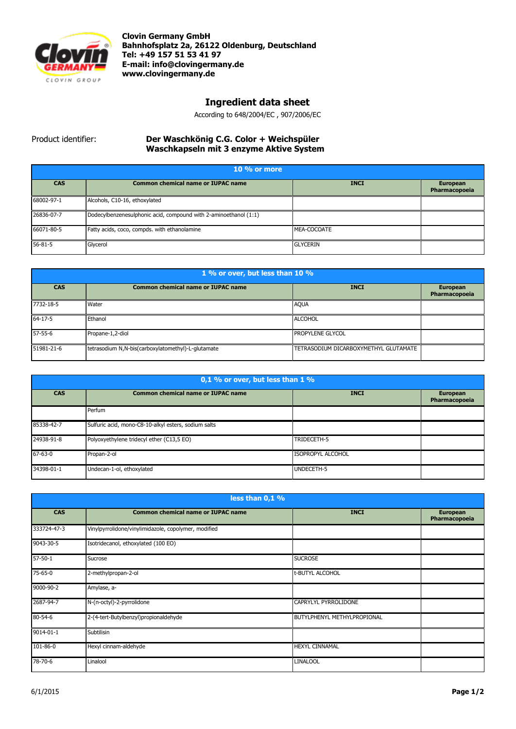**Clovin Germany GmbH**
**Bahnhofsplatz 2a, 26122 Oldenburg, Deutschland**
**Tel: +49 157 51 53 41 97**
**E-mail: info@clovingermany.de**
**www.clovingermany.de**

# Ingredient data sheet

According to 648/2004/EC , 907/2006/EC

Product identifier: **Der Waschkönig C.G. Color + Weichspüler Waschkapseln mit 3 enzyme Aktive System**

| 10 % or more | | | |
|---|---|---|---|
| **CAS** | **Common chemical name or IUPAC name** | **INCI** | **European Pharmacopoeia** |
| 68002-97-1 | Alcohols, C10-16, ethoxylated | | |
| 26836-07-7 | Dodecylbenzenesulphonic acid, compound with 2-aminoethanol (1:1) | | |
| 66071-80-5 | Fatty acids, coco, compds. with ethanolamine | MEA-COCOATE | |
| 56-81-5 | Glycerol | GLYCERIN | |

| 1 % or over, but less than 10 % | | | |
|---|---|---|---|
| **CAS** | **Common chemical name or IUPAC name** | **INCI** | **European Pharmacopoeia** |
| 7732-18-5 | Water | AQUA | |
| 64-17-5 | Ethanol | ALCOHOL | |
| 57-55-6 | Propane-1,2-diol | PROPYLENE GLYCOL | |
| 51981-21-6 | tetrasodium N,N-bis(carboxylatomethyl)-L-glutamate | TETRASODIUM DICARBOXYMETHYL GLUTAMATE | |

| 0,1 % or over, but less than 1 % | | | |
|---|---|---|---|
| **CAS** | **Common chemical name or IUPAC name** | **INCI** | **European Pharmacopoeia** |
| | Perfum | | |
| 85338-42-7 | Sulfuric acid, mono-C8-10-alkyl esters, sodium salts | | |
| 24938-91-8 | Polyoxyethylene tridecyl ether (C13,5 EO) | TRIDECETH-5 | |
| 67-63-0 | Propan-2-ol | ISOPROPYL ALCOHOL | |
| 34398-01-1 | Undecan-1-ol, ethoxylated | UNDECETH-5 | |

| less than 0,1 % | | | |
|---|---|---|---|
| **CAS** | **Common chemical name or IUPAC name** | **INCI** | **European Pharmacopoeia** |
| 333724-47-3 | Vinylpyrrolidone/vinylimidazole, copolymer, modified | | |
| 9043-30-5 | Isotridecanol, ethoxylated (100 EO) | | |
| 57-50-1 | Sucrose | SUCROSE | |
| 75-65-0 | 2-methylpropan-2-ol | t-BUTYL ALCOHOL | |
| 9000-90-2 | Amylase, a- | | |
| 2687-94-7 | N-(n-octyl)-2-pyrrolidone | CAPRYLYL PYRROLIDONE | |
| 80-54-6 | 2-(4-tert-Butylbenzyl)propionaldehyde | BUTYLPHENYL METHYLPROPIONAL | |
| 9014-01-1 | Subtilisin | | |
| 101-86-0 | Hexyl cinnam-aldehyde | HEXYL CINNAMAL | |
| 78-70-6 | Linalool | LINALOOL | |

6/1/2015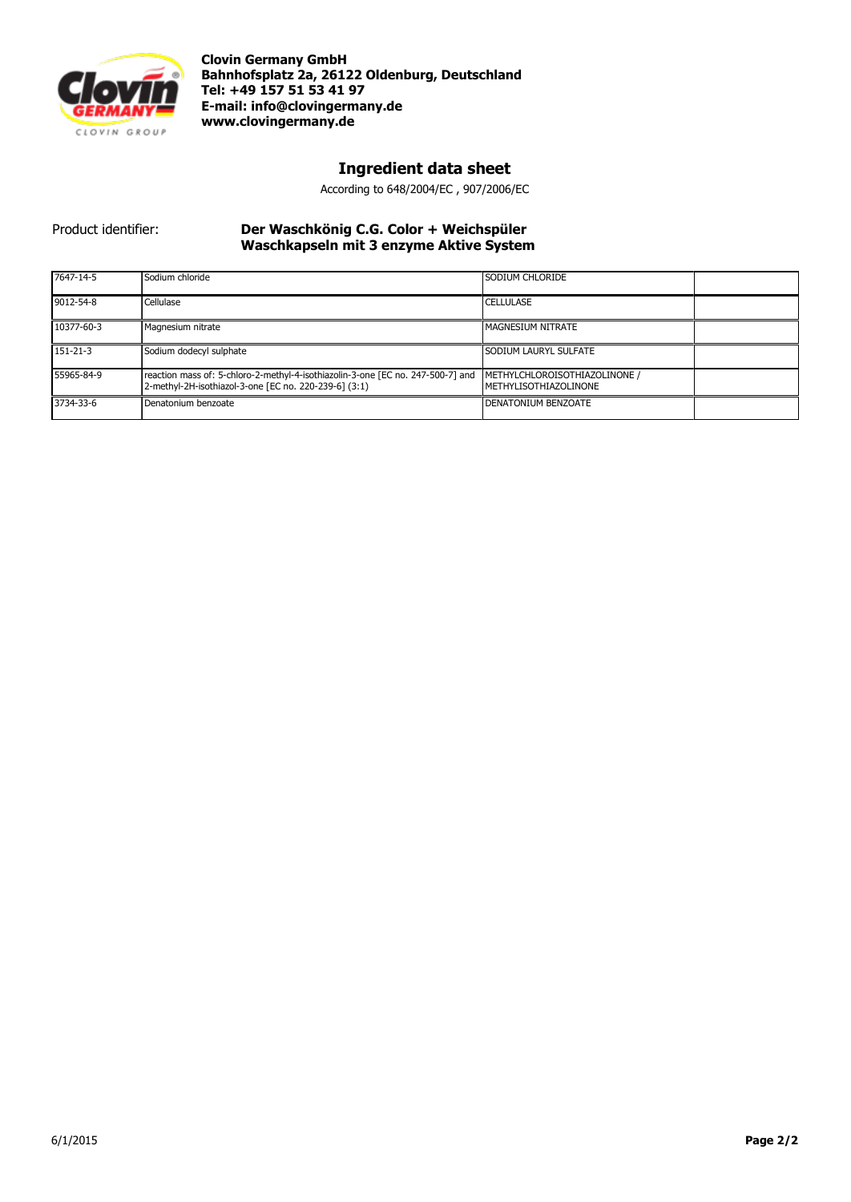**Clovin Germany GmbH**
**Bahnhofsplatz 2a, 26122 Oldenburg, Deutschland**
**Tel: +49 157 51 53 41 97**
**E-mail: info@clovingermany.de**
**www.clovingermany.de**

# Ingredient data sheet

According to 648/2004/EC , 907/2006/EC

Product identifier: **Der Waschkönig C.G. Color + Weichspüler Waschkapseln mit 3 enzyme Aktive System**

| | | | |
|---|---|---|---|
| 7647-14-5 | Sodium chloride | SODIUM CHLORIDE | |
| 9012-54-8 | Cellulase | CELLULASE | |
| 10377-60-3 | Magnesium nitrate | MAGNESIUM NITRATE | |
| 151-21-3 | Sodium dodecyl sulphate | SODIUM LAURYL SULFATE | |
| 55965-84-9 | reaction mass of: 5-chloro-2-methyl-4-isothiazolin-3-one [EC no. 247-500-7] and 2-methyl-2H-isothiazol-3-one [EC no. 220-239-6] (3:1) | METHYLCHLOROISOTHIAZOLINONE / METHYLISOTHIAZOLINONE | |
| 3734-33-6 | Denatonium benzoate | DENATONIUM BENZOATE | |

6/1/2015